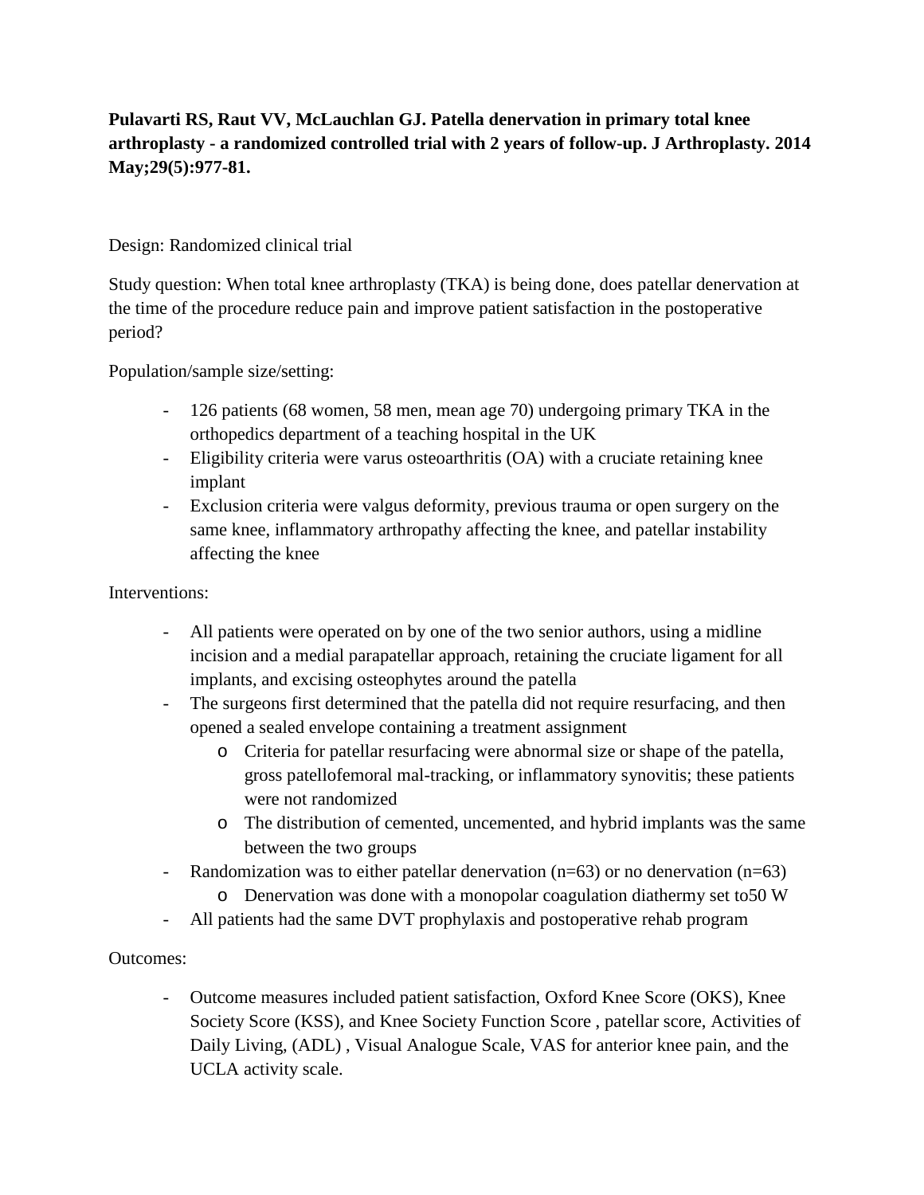**Pulavarti RS, Raut VV, McLauchlan GJ. Patella denervation in primary total knee arthroplasty - a randomized controlled trial with 2 years of follow-up. J Arthroplasty. 2014 May;29(5):977-81.**

Design: Randomized clinical trial

Study question: When total knee arthroplasty (TKA) is being done, does patellar denervation at the time of the procedure reduce pain and improve patient satisfaction in the postoperative period?

Population/sample size/setting:

- 126 patients (68 women, 58 men, mean age 70) undergoing primary TKA in the orthopedics department of a teaching hospital in the UK
- Eligibility criteria were varus osteoarthritis (OA) with a cruciate retaining knee implant
- Exclusion criteria were valgus deformity, previous trauma or open surgery on the same knee, inflammatory arthropathy affecting the knee, and patellar instability affecting the knee

Interventions:

- All patients were operated on by one of the two senior authors, using a midline incision and a medial parapatellar approach, retaining the cruciate ligament for all implants, and excising osteophytes around the patella
- The surgeons first determined that the patella did not require resurfacing, and then opened a sealed envelope containing a treatment assignment
  - Criteria for patellar resurfacing were abnormal size or shape of the patella, gross patellofemoral mal-tracking, or inflammatory synovitis; these patients were not randomized
  - The distribution of cemented, uncemented, and hybrid implants was the same between the two groups
- Randomization was to either patellar denervation (n=63) or no denervation (n=63)
  - Denervation was done with a monopolar coagulation diathermy set to50 W
- All patients had the same DVT prophylaxis and postoperative rehab program

Outcomes:

- Outcome measures included patient satisfaction, Oxford Knee Score (OKS), Knee Society Score (KSS), and Knee Society Function Score , patellar score, Activities of Daily Living, (ADL) , Visual Analogue Scale, VAS for anterior knee pain, and the UCLA activity scale.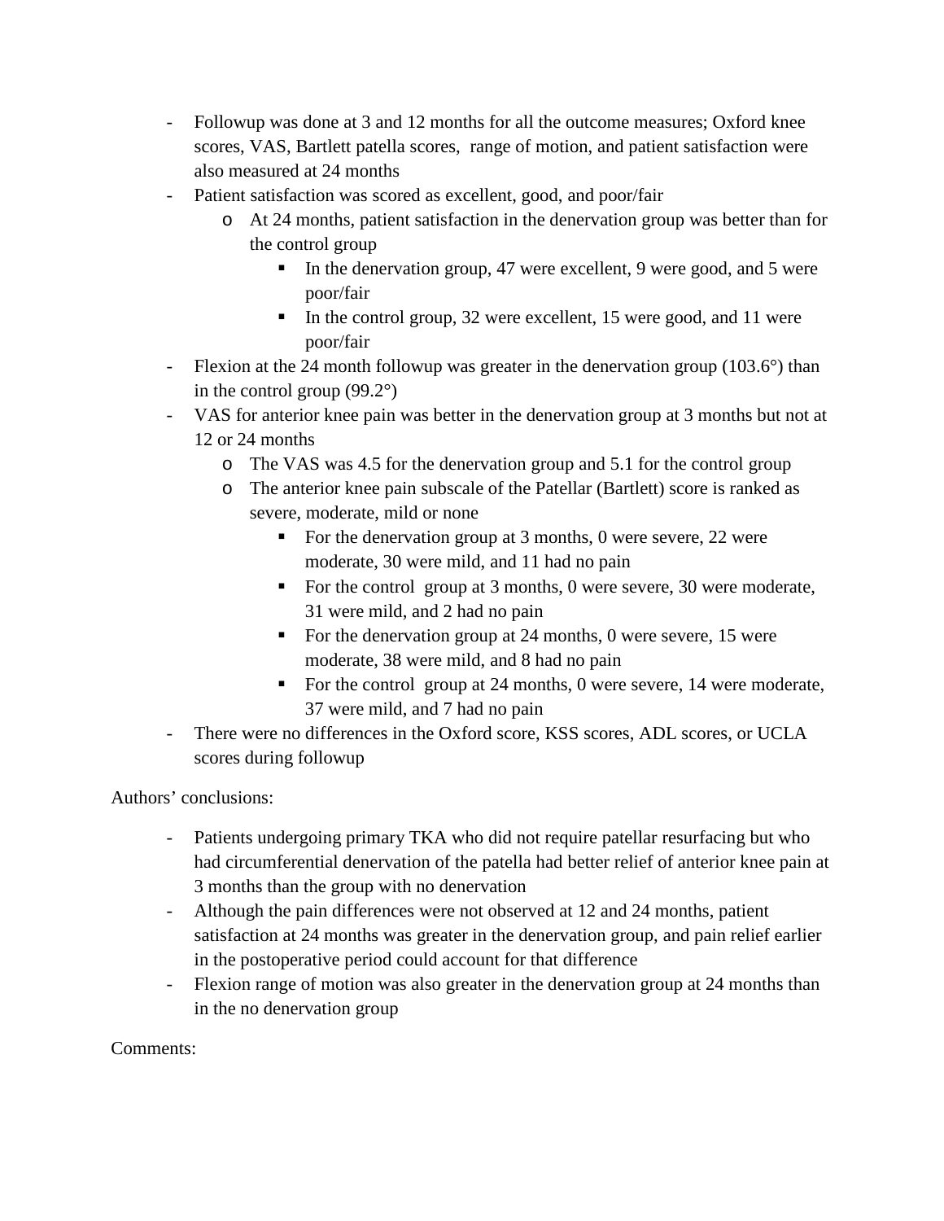- Followup was done at 3 and 12 months for all the outcome measures; Oxford knee scores, VAS, Bartlett patella scores, range of motion, and patient satisfaction were also measured at 24 months
- Patient satisfaction was scored as excellent, good, and poor/fair
  - At 24 months, patient satisfaction in the denervation group was better than for the control group
    - In the denervation group, 47 were excellent, 9 were good, and 5 were poor/fair
    - In the control group, 32 were excellent, 15 were good, and 11 were poor/fair
- Flexion at the 24 month followup was greater in the denervation group (103.6°) than in the control group (99.2°)
- VAS for anterior knee pain was better in the denervation group at 3 months but not at 12 or 24 months
  - The VAS was 4.5 for the denervation group and 5.1 for the control group
  - The anterior knee pain subscale of the Patellar (Bartlett) score is ranked as severe, moderate, mild or none
    - For the denervation group at 3 months, 0 were severe, 22 were moderate, 30 were mild, and 11 had no pain
    - For the control group at 3 months, 0 were severe, 30 were moderate, 31 were mild, and 2 had no pain
    - For the denervation group at 24 months, 0 were severe, 15 were moderate, 38 were mild, and 8 had no pain
    - For the control group at 24 months, 0 were severe, 14 were moderate, 37 were mild, and 7 had no pain
- There were no differences in the Oxford score, KSS scores, ADL scores, or UCLA scores during followup

Authors' conclusions:

- Patients undergoing primary TKA who did not require patellar resurfacing but who had circumferential denervation of the patella had better relief of anterior knee pain at 3 months than the group with no denervation
- Although the pain differences were not observed at 12 and 24 months, patient satisfaction at 24 months was greater in the denervation group, and pain relief earlier in the postoperative period could account for that difference
- Flexion range of motion was also greater in the denervation group at 24 months than in the no denervation group

Comments: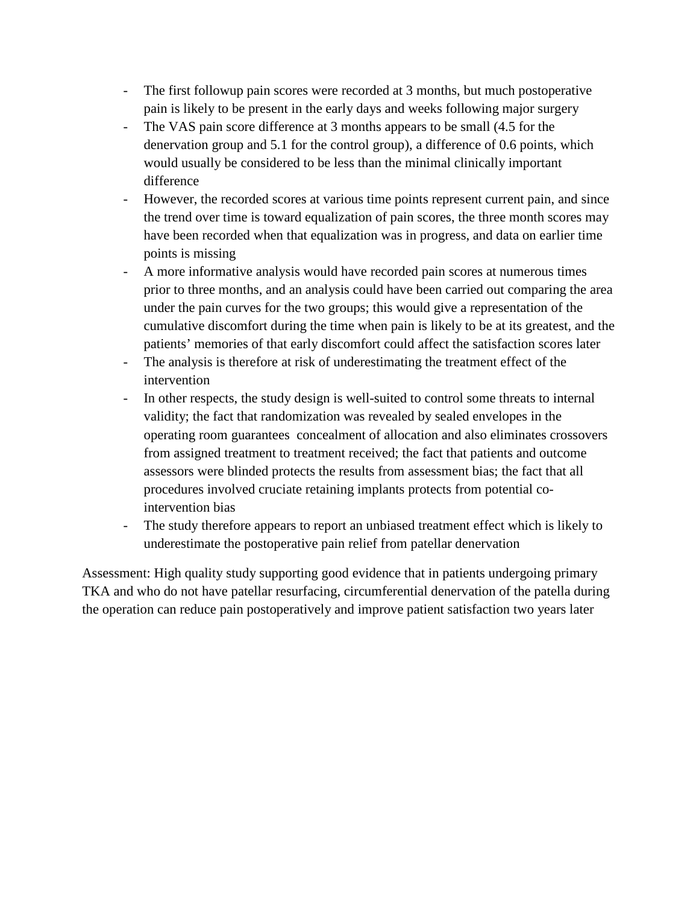- The first followup pain scores were recorded at 3 months, but much postoperative pain is likely to be present in the early days and weeks following major surgery
- The VAS pain score difference at 3 months appears to be small (4.5 for the denervation group and 5.1 for the control group), a difference of 0.6 points, which would usually be considered to be less than the minimal clinically important difference
- However, the recorded scores at various time points represent current pain, and since the trend over time is toward equalization of pain scores, the three month scores may have been recorded when that equalization was in progress, and data on earlier time points is missing
- A more informative analysis would have recorded pain scores at numerous times prior to three months, and an analysis could have been carried out comparing the area under the pain curves for the two groups; this would give a representation of the cumulative discomfort during the time when pain is likely to be at its greatest, and the patients' memories of that early discomfort could affect the satisfaction scores later
- The analysis is therefore at risk of underestimating the treatment effect of the intervention
- In other respects, the study design is well-suited to control some threats to internal validity; the fact that randomization was revealed by sealed envelopes in the operating room guarantees concealment of allocation and also eliminates crossovers from assigned treatment to treatment received; the fact that patients and outcome assessors were blinded protects the results from assessment bias; the fact that all procedures involved cruciate retaining implants protects from potential co-intervention bias
- The study therefore appears to report an unbiased treatment effect which is likely to underestimate the postoperative pain relief from patellar denervation

Assessment: High quality study supporting good evidence that in patients undergoing primary TKA and who do not have patellar resurfacing, circumferential denervation of the patella during the operation can reduce pain postoperatively and improve patient satisfaction two years later